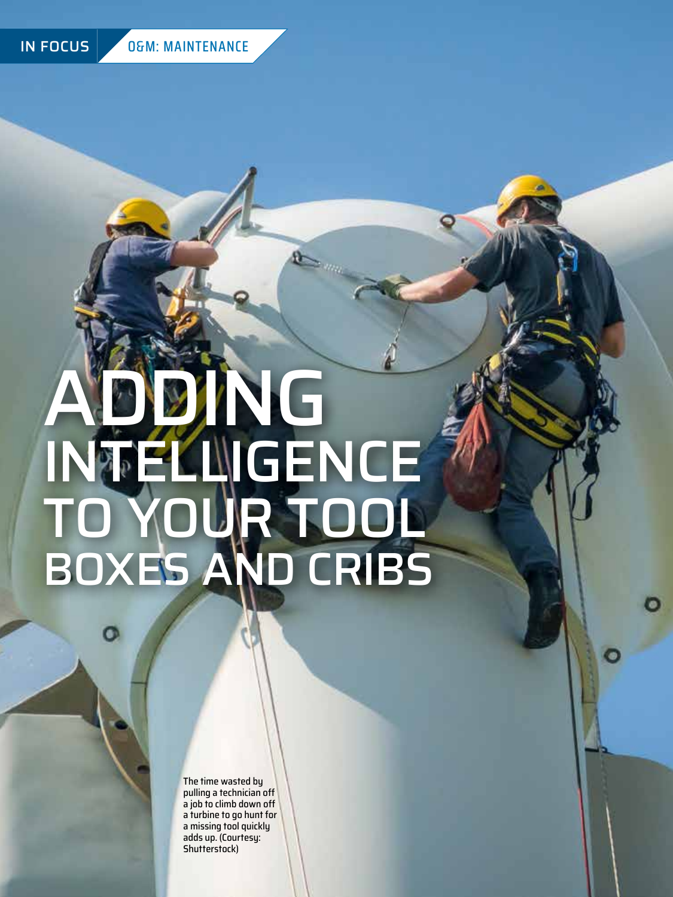# ADDING INTELLIGENCE TO YOUR TOOL BOXES AND CRIBS

The time wasted by pulling a technician off a job to climb down off a turbine to go hunt for a missing tool quickly adds up. (Courtesy: Shutterstock)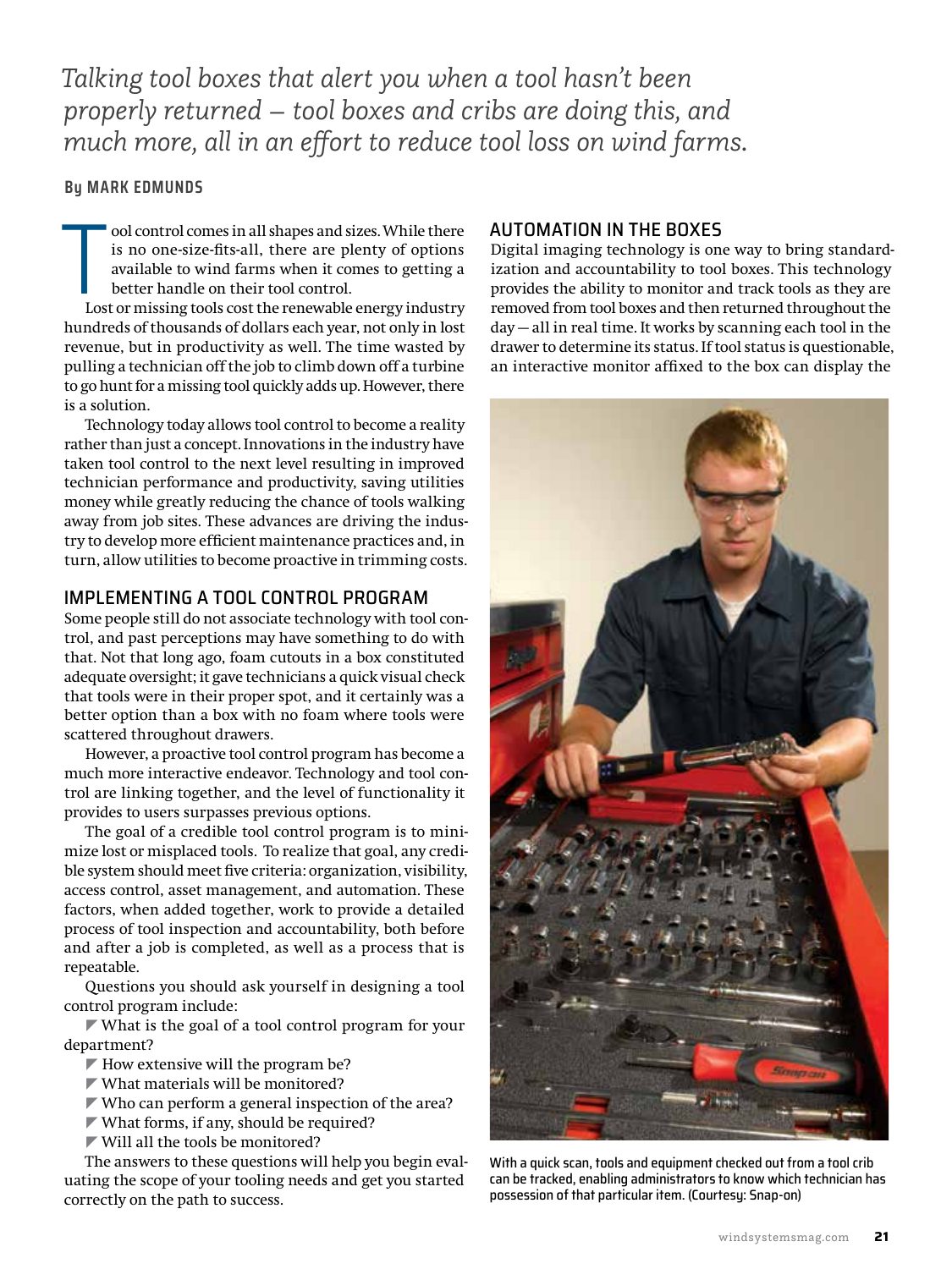*Talking tool boxes that alert you when a tool hasn't been properly returned — tool boxes and cribs are doing this, and much more, all in an effort to reduce tool loss on wind farms.*

**By MARK EDMUNDS**

Tool control comes in all shapes and sizes. While there is no one-size-fits-all, there are plenty of options available to wind farms when it comes to getting a better handle on their tool control.

Lost or missing tools cost the renewable energy industry hundreds of thousands of dollars each year, not only in lost revenue, but in productivity as well. The time wasted by pulling a technician off the job to climb down off a turbine to go hunt for a missing tool quickly adds up. However, there is a solution.

Technology today allows tool control to become a reality rather than just a concept. Innovations in the industry have taken tool control to the next level resulting in improved technician performance and productivity, saving utilities money while greatly reducing the chance of tools walking away from job sites. These advances are driving the industry to develop more efficient maintenance practices and, in turn, allow utilities to become proactive in trimming costs.

## IMPLEMENTING A TOOL CONTROL PROGRAM

Some people still do not associate technology with tool control, and past perceptions may have something to do with that. Not that long ago, foam cutouts in a box constituted adequate oversight; it gave technicians a quick visual check that tools were in their proper spot, and it certainly was a better option than a box with no foam where tools were scattered throughout drawers.

However, a proactive tool control program has become a much more interactive endeavor. Technology and tool control are linking together, and the level of functionality it provides to users surpasses previous options.

The goal of a credible tool control program is to minimize lost or misplaced tools. To realize that goal, any credible system should meet five criteria: organization, visibility, access control, asset management, and automation. These factors, when added together, work to provide a detailed process of tool inspection and accountability, both before and after a job is completed, as well as a process that is repeatable.

Questions you should ask yourself in designing a tool control program include:

- What is the goal of a tool control program for your department?
- How extensive will the program be?
- What materials will be monitored?
- Who can perform a general inspection of the area?
- What forms, if any, should be required?
- Will all the tools be monitored?

The answers to these questions will help you begin evaluating the scope of your tooling needs and get you started correctly on the path to success.

## AUTOMATION IN THE BOXES

Digital imaging technology is one way to bring standardization and accountability to tool boxes. This technology provides the ability to monitor and track tools as they are removed from tool boxes and then returned throughout the day — all in real time. It works by scanning each tool in the drawer to determine its status. If tool status is questionable, an interactive monitor affixed to the box can display the

With a quick scan, tools and equipment checked out from a tool crib can be tracked, enabling administrators to know which technician has possession of that particular item. (Courtesy: Snap-on)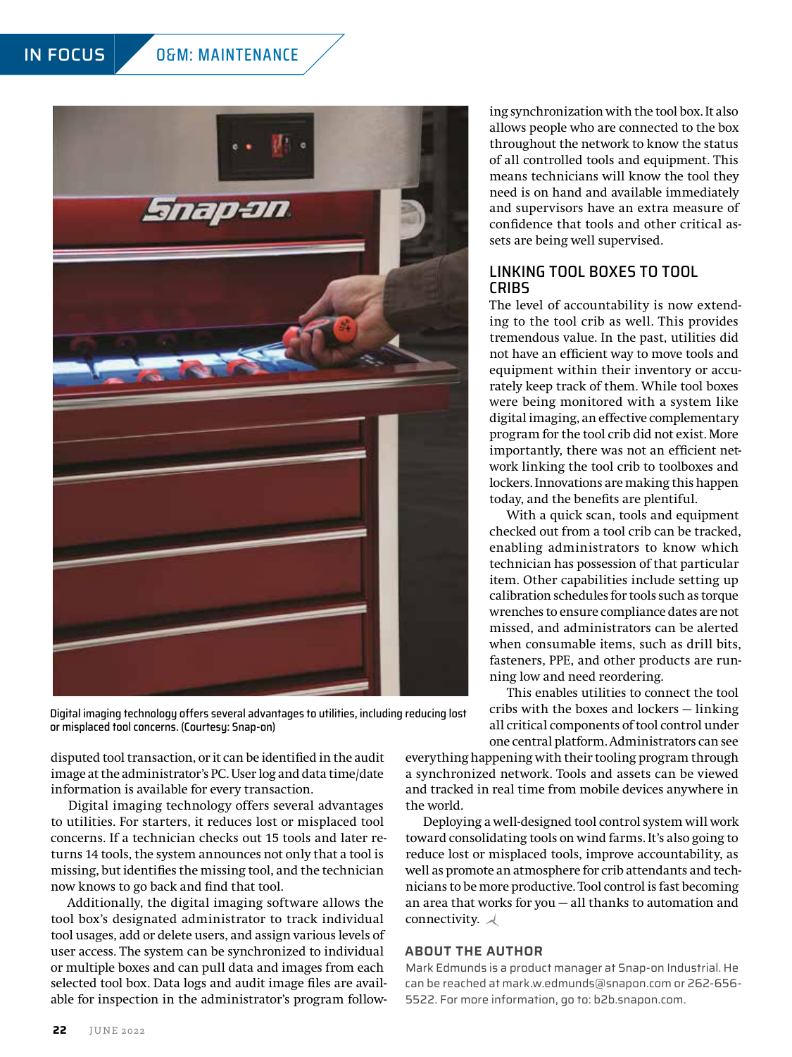Digital imaging technology offers several advantages to utilities, including reducing lost or misplaced tool concerns. (Courtesy: Snap-on)

disputed tool transaction, or it can be identified in the audit image at the administrator's PC. User log and data time/date information is available for every transaction.

Digital imaging technology offers several advantages to utilities. For starters, it reduces lost or misplaced tool concerns. If a technician checks out 15 tools and later returns 14 tools, the system announces not only that a tool is missing, but identifies the missing tool, and the technician now knows to go back and find that tool.

Additionally, the digital imaging software allows the tool box's designated administrator to track individual tool usages, add or delete users, and assign various levels of user access. The system can be synchronized to individual or multiple boxes and can pull data and images from each selected tool box. Data logs and audit image files are available for inspection in the administrator's program following synchronization with the tool box. It also allows people who are connected to the box throughout the network to know the status of all controlled tools and equipment. This means technicians will know the tool they need is on hand and available immediately and supervisors have an extra measure of confidence that tools and other critical assets are being well supervised.

## LINKING TOOL BOXES TO TOOL CRIBS

The level of accountability is now extending to the tool crib as well. This provides tremendous value. In the past, utilities did not have an efficient way to move tools and equipment within their inventory or accurately keep track of them. While tool boxes were being monitored with a system like digital imaging, an effective complementary program for the tool crib did not exist. More importantly, there was not an efficient network linking the tool crib to toolboxes and lockers. Innovations are making this happen today, and the benefits are plentiful.

With a quick scan, tools and equipment checked out from a tool crib can be tracked, enabling administrators to know which technician has possession of that particular item. Other capabilities include setting up calibration schedules for tools such as torque wrenches to ensure compliance dates are not missed, and administrators can be alerted when consumable items, such as drill bits, fasteners, PPE, and other products are running low and need reordering.

This enables utilities to connect the tool cribs with the boxes and lockers — linking all critical components of tool control under one central platform. Administrators can see everything happening with their tooling program through a synchronized network. Tools and assets can be viewed and tracked in real time from mobile devices anywhere in the world.

Deploying a well-designed tool control system will work toward consolidating tools on wind farms. It's also going to reduce lost or misplaced tools, improve accountability, as well as promote an atmosphere for crib attendants and technicians to be more productive. Tool control is fast becoming an area that works for you — all thanks to automation and connectivity.

### ABOUT THE AUTHOR

Mark Edmunds is a product manager at Snap-on Industrial. He can be reached at mark.w.edmunds@snapon.com or 262-656-5522. For more information, go to: b2b.snapon.com.